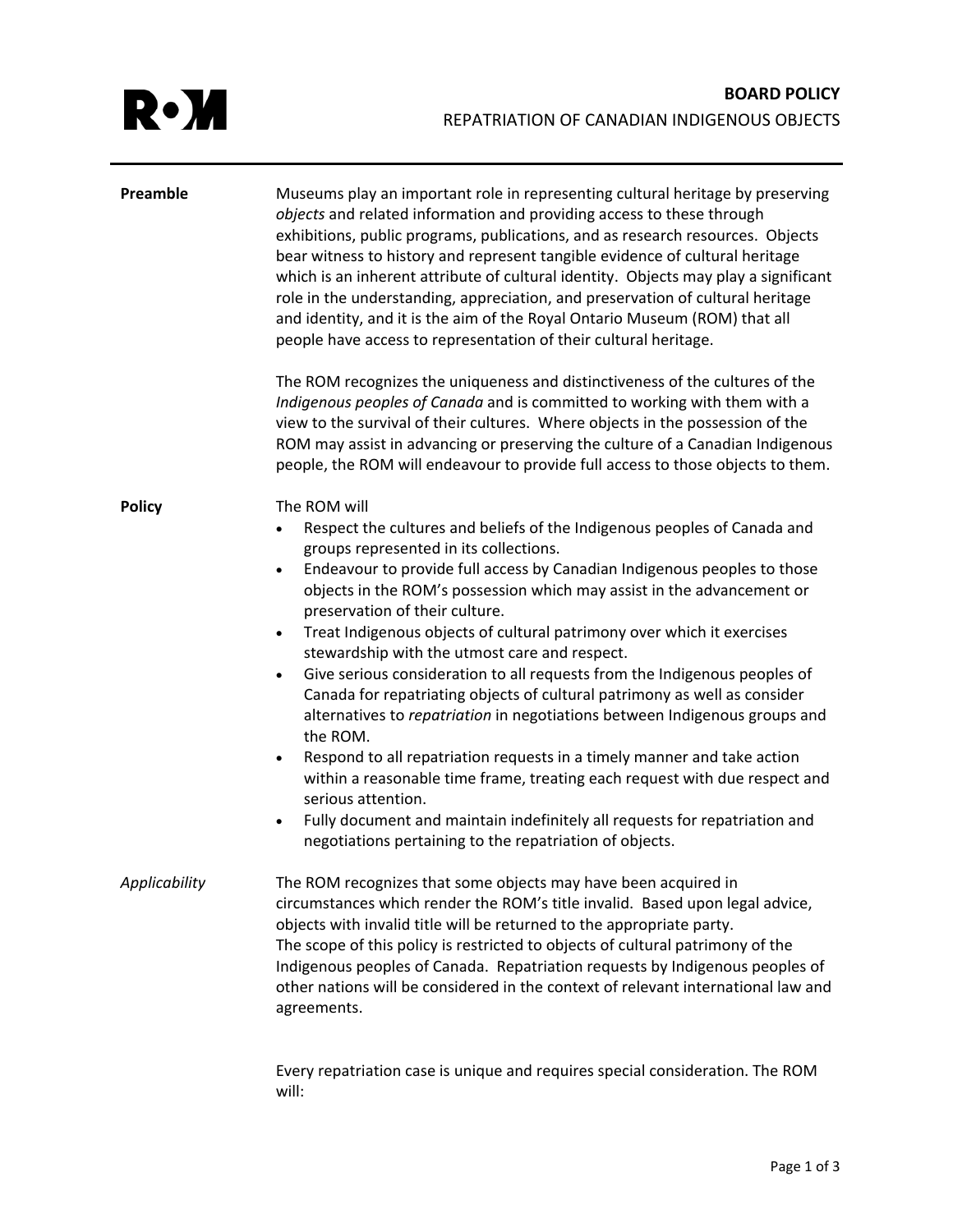R•M

**BOARD POLICY**

REPATRIATION OF CANADIAN INDIGENOUS OBJECTS

**Preamble**

Museums play an important role in representing cultural heritage by preserving *objects* and related information and providing access to these through exhibitions, public programs, publications, and as research resources. Objects bear witness to history and represent tangible evidence of cultural heritage which is an inherent attribute of cultural identity. Objects may play a significant role in the understanding, appreciation, and preservation of cultural heritage and identity, and it is the aim of the Royal Ontario Museum (ROM) that all people have access to representation of their cultural heritage.

The ROM recognizes the uniqueness and distinctiveness of the cultures of the *Indigenous peoples of Canada* and is committed to working with them with a view to the survival of their cultures. Where objects in the possession of the ROM may assist in advancing or preserving the culture of a Canadian Indigenous people, the ROM will endeavour to provide full access to those objects to them.

**Policy**

The ROM will

- Respect the cultures and beliefs of the Indigenous peoples of Canada and groups represented in its collections.
- Endeavour to provide full access by Canadian Indigenous peoples to those objects in the ROM's possession which may assist in the advancement or preservation of their culture.
- Treat Indigenous objects of cultural patrimony over which it exercises stewardship with the utmost care and respect.
- Give serious consideration to all requests from the Indigenous peoples of Canada for repatriating objects of cultural patrimony as well as consider alternatives to *repatriation* in negotiations between Indigenous groups and the ROM.
- Respond to all repatriation requests in a timely manner and take action within a reasonable time frame, treating each request with due respect and serious attention.
- Fully document and maintain indefinitely all requests for repatriation and negotiations pertaining to the repatriation of objects.

*Applicability*

The ROM recognizes that some objects may have been acquired in circumstances which render the ROM's title invalid. Based upon legal advice, objects with invalid title will be returned to the appropriate party.
The scope of this policy is restricted to objects of cultural patrimony of the Indigenous peoples of Canada. Repatriation requests by Indigenous peoples of other nations will be considered in the context of relevant international law and agreements.

Every repatriation case is unique and requires special consideration. The ROM will: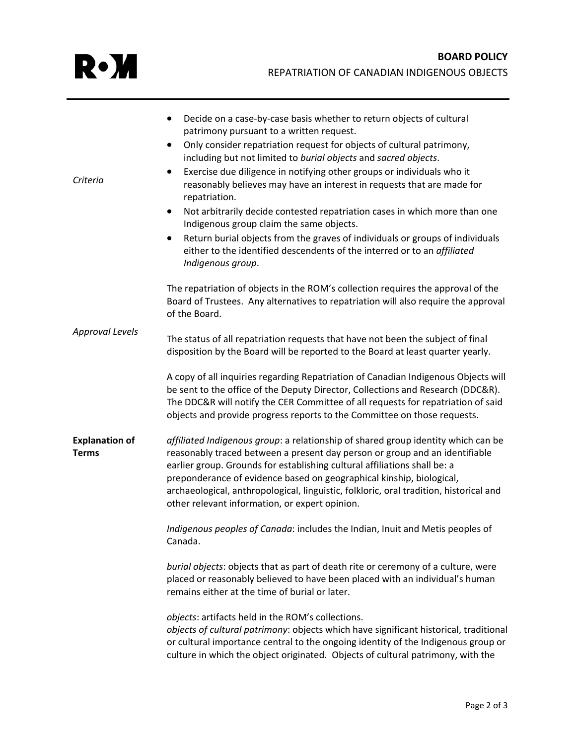*Criteria*

- Decide on a case-by-case basis whether to return objects of cultural patrimony pursuant to a written request.
- Only consider repatriation request for objects of cultural patrimony, including but not limited to *burial objects* and *sacred objects*.
- Exercise due diligence in notifying other groups or individuals who it reasonably believes may have an interest in requests that are made for repatriation.
- Not arbitrarily decide contested repatriation cases in which more than one Indigenous group claim the same objects.
- Return burial objects from the graves of individuals or groups of individuals either to the identified descendents of the interred or to an *affiliated Indigenous group*.

*Approval Levels*

The repatriation of objects in the ROM's collection requires the approval of the Board of Trustees. Any alternatives to repatriation will also require the approval of the Board.

The status of all repatriation requests that have not been the subject of final disposition by the Board will be reported to the Board at least quarter yearly.

A copy of all inquiries regarding Repatriation of Canadian Indigenous Objects will be sent to the office of the Deputy Director, Collections and Research (DDC&R). The DDC&R will notify the CER Committee of all requests for repatriation of said objects and provide progress reports to the Committee on those requests.

**Explanation of Terms**

*affiliated Indigenous group*: a relationship of shared group identity which can be reasonably traced between a present day person or group and an identifiable earlier group. Grounds for establishing cultural affiliations shall be: a preponderance of evidence based on geographical kinship, biological, archaeological, anthropological, linguistic, folkloric, oral tradition, historical and other relevant information, or expert opinion.

*Indigenous peoples of Canada*: includes the Indian, Inuit and Metis peoples of Canada.

*burial objects*: objects that as part of death rite or ceremony of a culture, were placed or reasonably believed to have been placed with an individual's human remains either at the time of burial or later.

*objects*: artifacts held in the ROM's collections.
*objects of cultural patrimony*: objects which have significant historical, traditional or cultural importance central to the ongoing identity of the Indigenous group or culture in which the object originated. Objects of cultural patrimony, with the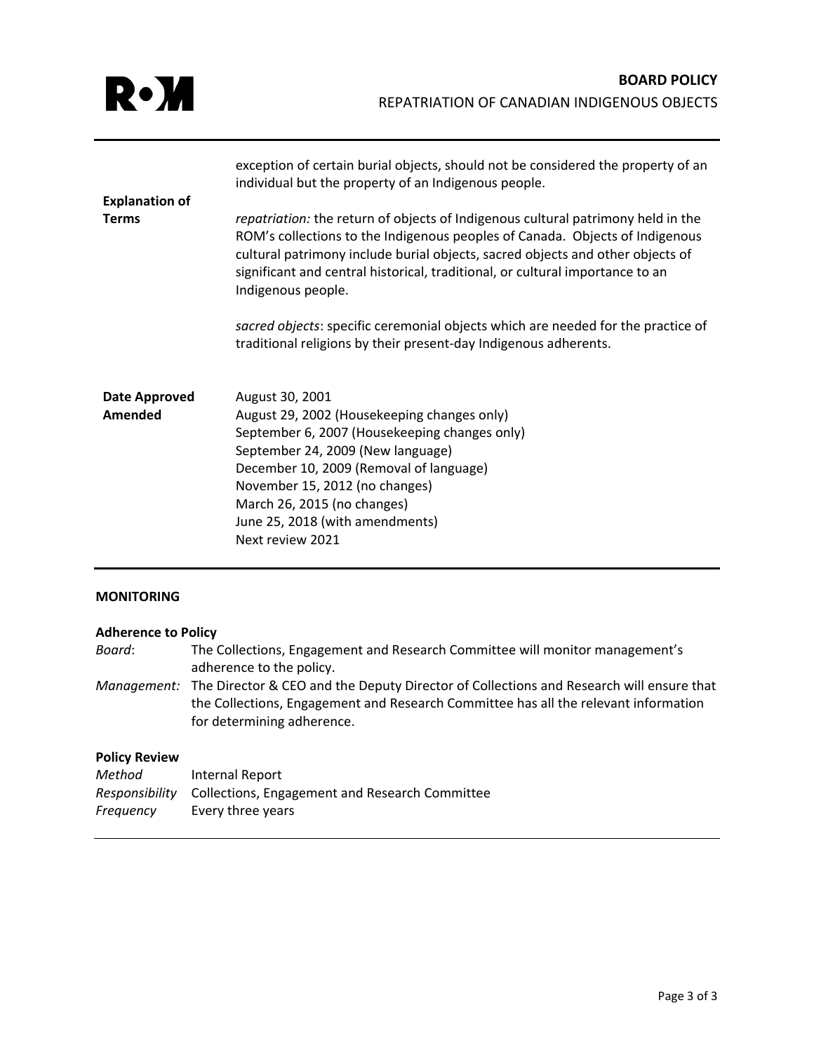exception of certain burial objects, should not be considered the property of an individual but the property of an Indigenous people.

**Explanation of Terms**

*repatriation:* the return of objects of Indigenous cultural patrimony held in the ROM's collections to the Indigenous peoples of Canada. Objects of Indigenous cultural patrimony include burial objects, sacred objects and other objects of significant and central historical, traditional, or cultural importance to an Indigenous people.

*sacred objects*: specific ceremonial objects which are needed for the practice of traditional religions by their present-day Indigenous adherents.

**Date Approved** August 30, 2001

**Amended**
August 29, 2002 (Housekeeping changes only)
September 6, 2007 (Housekeeping changes only)
September 24, 2009 (New language)
December 10, 2009 (Removal of language)
November 15, 2012 (no changes)
March 26, 2015 (no changes)
June 25, 2018 (with amendments)
Next review 2021

## MONITORING

### Adherence to Policy

*Board*: The Collections, Engagement and Research Committee will monitor management's adherence to the policy.

*Management:* The Director & CEO and the Deputy Director of Collections and Research will ensure that the Collections, Engagement and Research Committee has all the relevant information for determining adherence.

### Policy Review

| | |
|---|---|
| *Method* | Internal Report |
| *Responsibility* | Collections, Engagement and Research Committee |
| *Frequency* | Every three years |